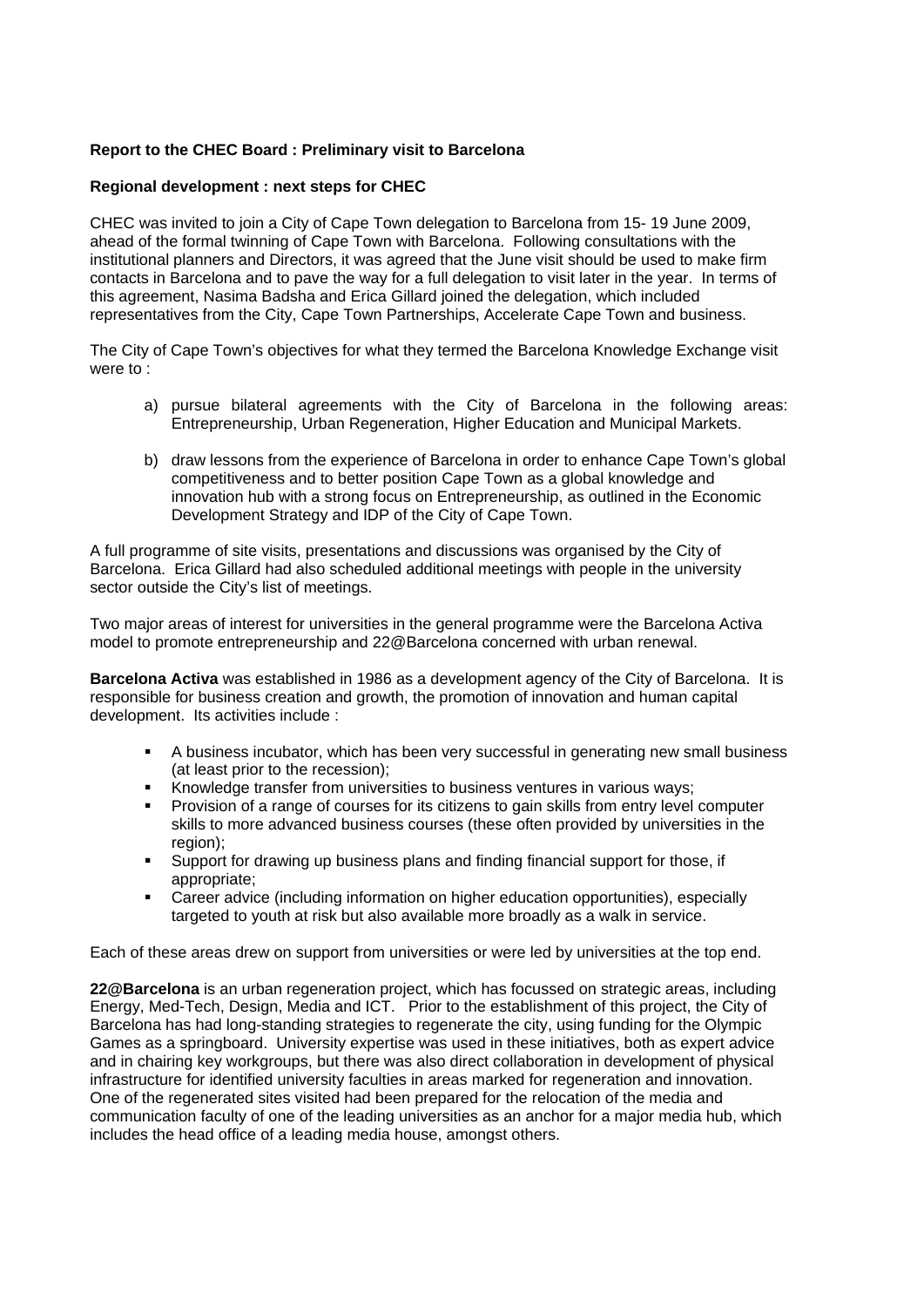**Report to the CHEC Board : Preliminary visit to Barcelona**

**Regional development : next steps for CHEC**

CHEC was invited to join a City of Cape Town delegation to Barcelona from 15- 19 June 2009, ahead of the formal twinning of Cape Town with Barcelona. Following consultations with the institutional planners and Directors, it was agreed that the June visit should be used to make firm contacts in Barcelona and to pave the way for a full delegation to visit later in the year. In terms of this agreement, Nasima Badsha and Erica Gillard joined the delegation, which included representatives from the City, Cape Town Partnerships, Accelerate Cape Town and business.

The City of Cape Town's objectives for what they termed the Barcelona Knowledge Exchange visit were to :

a) pursue bilateral agreements with the City of Barcelona in the following areas: Entrepreneurship, Urban Regeneration, Higher Education and Municipal Markets.

b) draw lessons from the experience of Barcelona in order to enhance Cape Town's global competitiveness and to better position Cape Town as a global knowledge and innovation hub with a strong focus on Entrepreneurship, as outlined in the Economic Development Strategy and IDP of the City of Cape Town.

A full programme of site visits, presentations and discussions was organised by the City of Barcelona. Erica Gillard had also scheduled additional meetings with people in the university sector outside the City's list of meetings.

Two major areas of interest for universities in the general programme were the Barcelona Activa model to promote entrepreneurship and 22@Barcelona concerned with urban renewal.

**Barcelona Activa** was established in 1986 as a development agency of the City of Barcelona. It is responsible for business creation and growth, the promotion of innovation and human capital development. Its activities include :

- A business incubator, which has been very successful in generating new small business (at least prior to the recession);
- Knowledge transfer from universities to business ventures in various ways;
- Provision of a range of courses for its citizens to gain skills from entry level computer skills to more advanced business courses (these often provided by universities in the region);
- Support for drawing up business plans and finding financial support for those, if appropriate;
- Career advice (including information on higher education opportunities), especially targeted to youth at risk but also available more broadly as a walk in service.

Each of these areas drew on support from universities or were led by universities at the top end.

**22@Barcelona** is an urban regeneration project, which has focussed on strategic areas, including Energy, Med-Tech, Design, Media and ICT. Prior to the establishment of this project, the City of Barcelona has had long-standing strategies to regenerate the city, using funding for the Olympic Games as a springboard. University expertise was used in these initiatives, both as expert advice and in chairing key workgroups, but there was also direct collaboration in development of physical infrastructure for identified university faculties in areas marked for regeneration and innovation. One of the regenerated sites visited had been prepared for the relocation of the media and communication faculty of one of the leading universities as an anchor for a major media hub, which includes the head office of a leading media house, amongst others.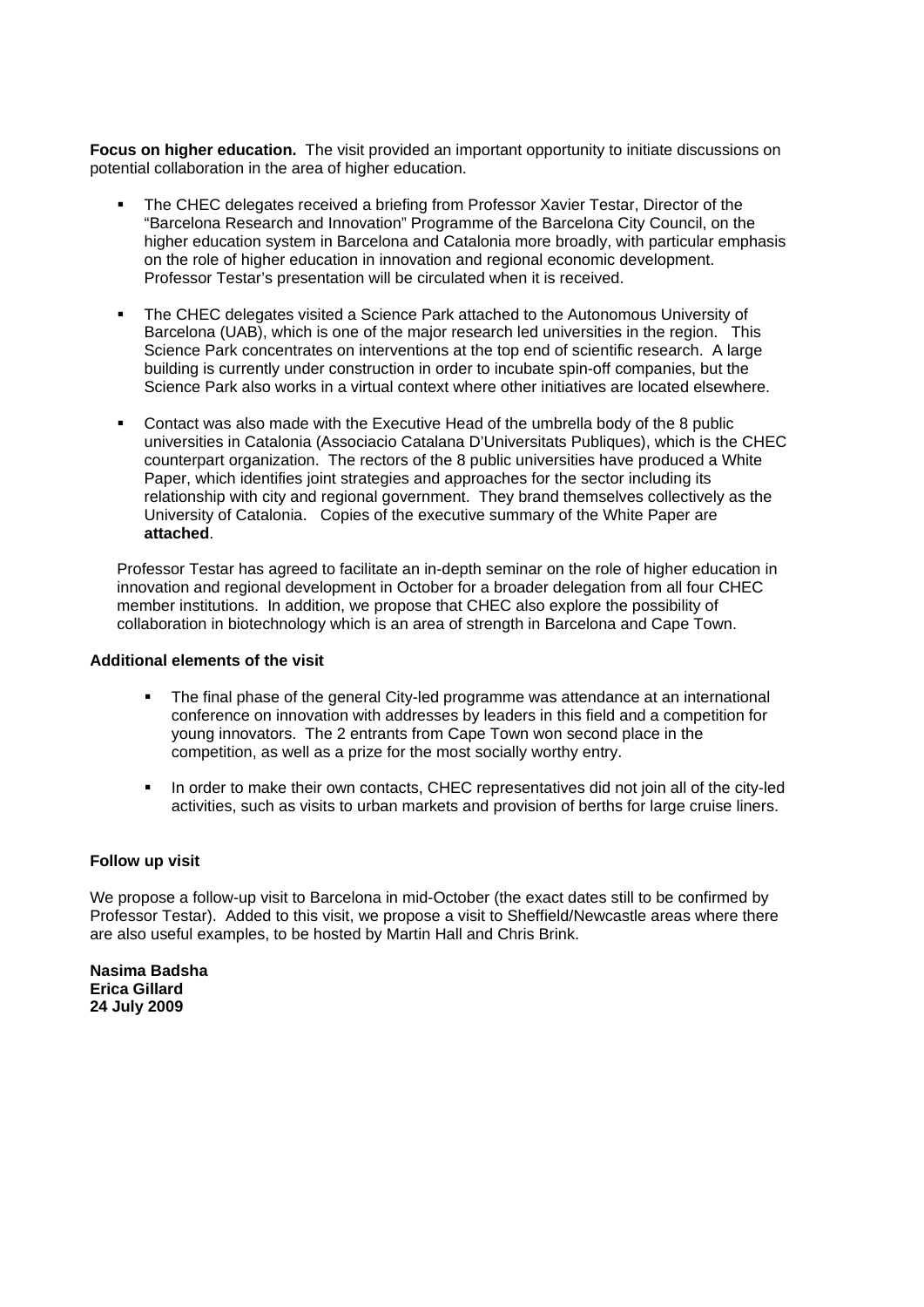**Focus on higher education.** The visit provided an important opportunity to initiate discussions on potential collaboration in the area of higher education.

- The CHEC delegates received a briefing from Professor Xavier Testar, Director of the "Barcelona Research and Innovation" Programme of the Barcelona City Council, on the higher education system in Barcelona and Catalonia more broadly, with particular emphasis on the role of higher education in innovation and regional economic development. Professor Testar's presentation will be circulated when it is received.

- The CHEC delegates visited a Science Park attached to the Autonomous University of Barcelona (UAB), which is one of the major research led universities in the region. This Science Park concentrates on interventions at the top end of scientific research. A large building is currently under construction in order to incubate spin-off companies, but the Science Park also works in a virtual context where other initiatives are located elsewhere.

- Contact was also made with the Executive Head of the umbrella body of the 8 public universities in Catalonia (Associacio Catalana D'Universitats Publiques), which is the CHEC counterpart organization. The rectors of the 8 public universities have produced a White Paper, which identifies joint strategies and approaches for the sector including its relationship with city and regional government. They brand themselves collectively as the University of Catalonia. Copies of the executive summary of the White Paper are **attached**.

Professor Testar has agreed to facilitate an in-depth seminar on the role of higher education in innovation and regional development in October for a broader delegation from all four CHEC member institutions. In addition, we propose that CHEC also explore the possibility of collaboration in biotechnology which is an area of strength in Barcelona and Cape Town.

**Additional elements of the visit**

- The final phase of the general City-led programme was attendance at an international conference on innovation with addresses by leaders in this field and a competition for young innovators. The 2 entrants from Cape Town won second place in the competition, as well as a prize for the most socially worthy entry.

- In order to make their own contacts, CHEC representatives did not join all of the city-led activities, such as visits to urban markets and provision of berths for large cruise liners.

**Follow up visit**

We propose a follow-up visit to Barcelona in mid-October (the exact dates still to be confirmed by Professor Testar). Added to this visit, we propose a visit to Sheffield/Newcastle areas where there are also useful examples, to be hosted by Martin Hall and Chris Brink.

**Nasima Badsha**
**Erica Gillard**
**24 July 2009**